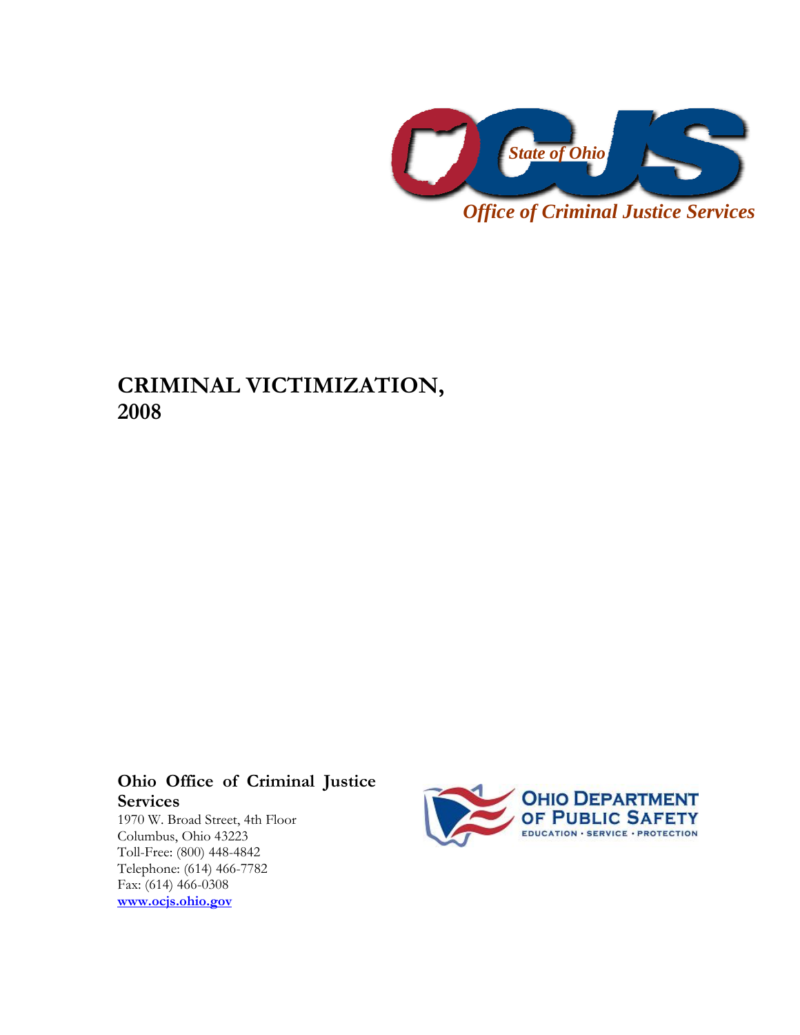OCJS

State of Ohio

*Office of Criminal Justice Services*

# CRIMINAL VICTIMIZATION, 2008

**Ohio Office of Criminal Justice Services**

1970 W. Broad Street, 4th Floor
Columbus, Ohio 43223
Toll-Free: (800) 448-4842
Telephone: (614) 466-7782
Fax: (614) 466-0308
**www.ocjs.ohio.gov**

OHIO DEPARTMENT OF PUBLIC SAFETY
EDUCATION • SERVICE • PROTECTION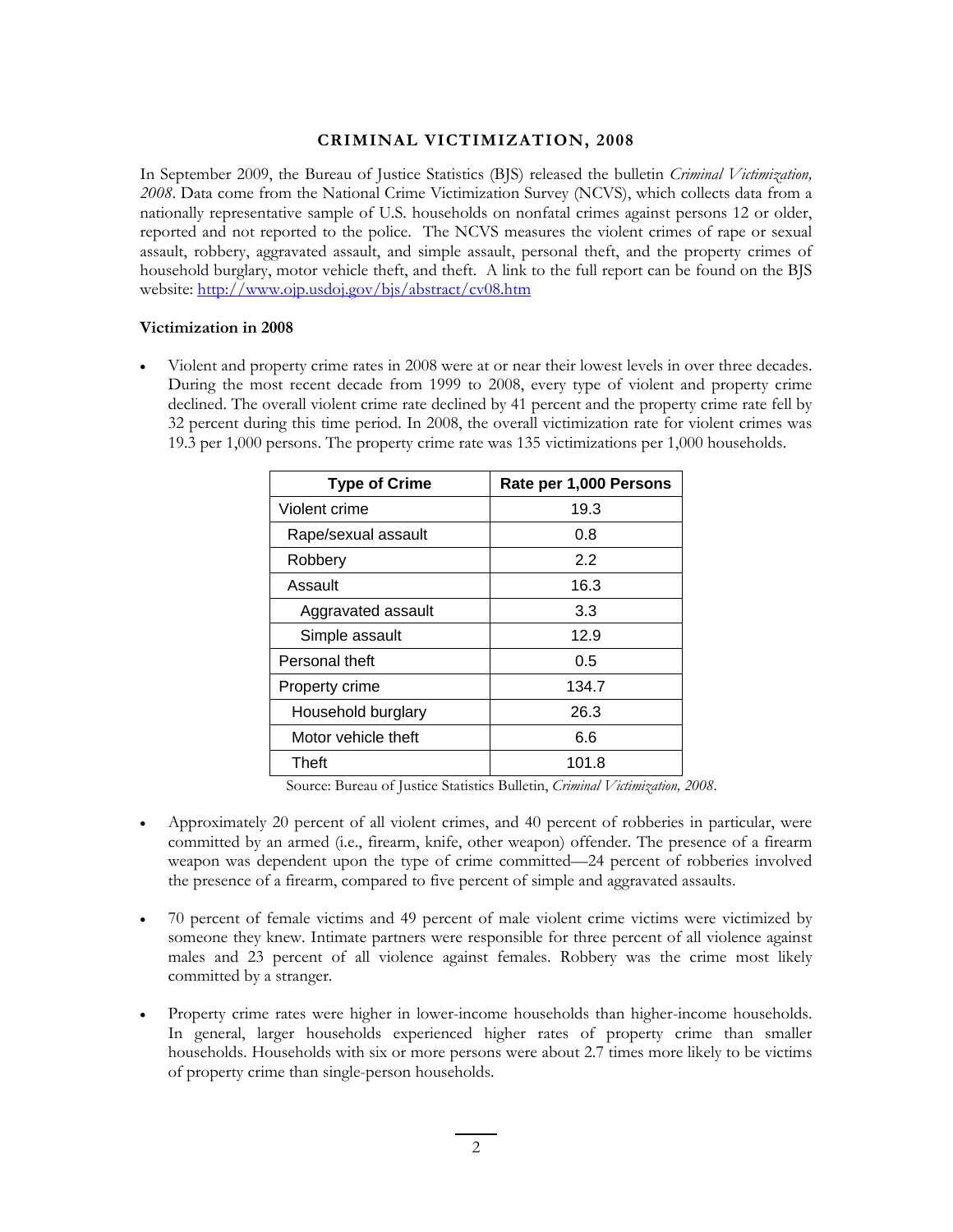## CRIMINAL VICTIMIZATION, 2008

In September 2009, the Bureau of Justice Statistics (BJS) released the bulletin *Criminal Victimization, 2008*. Data come from the National Crime Victimization Survey (NCVS), which collects data from a nationally representative sample of U.S. households on nonfatal crimes against persons 12 or older, reported and not reported to the police. The NCVS measures the violent crimes of rape or sexual assault, robbery, aggravated assault, and simple assault, personal theft, and the property crimes of household burglary, motor vehicle theft, and theft. A link to the full report can be found on the BJS website: http://www.ojp.usdoj.gov/bjs/abstract/cv08.htm

**Victimization in 2008**

- Violent and property crime rates in 2008 were at or near their lowest levels in over three decades. During the most recent decade from 1999 to 2008, every type of violent and property crime declined. The overall violent crime rate declined by 41 percent and the property crime rate fell by 32 percent during this time period. In 2008, the overall victimization rate for violent crimes was 19.3 per 1,000 persons. The property crime rate was 135 victimizations per 1,000 households.

| Type of Crime | Rate per 1,000 Persons |
|---|---|
| Violent crime | 19.3 |
| Rape/sexual assault | 0.8 |
| Robbery | 2.2 |
| Assault | 16.3 |
| Aggravated assault | 3.3 |
| Simple assault | 12.9 |
| Personal theft | 0.5 |
| Property crime | 134.7 |
| Household burglary | 26.3 |
| Motor vehicle theft | 6.6 |
| Theft | 101.8 |

Source: Bureau of Justice Statistics Bulletin, *Criminal Victimization, 2008*.

- Approximately 20 percent of all violent crimes, and 40 percent of robberies in particular, were committed by an armed (i.e., firearm, knife, other weapon) offender. The presence of a firearm weapon was dependent upon the type of crime committed—24 percent of robberies involved the presence of a firearm, compared to five percent of simple and aggravated assaults.

- 70 percent of female victims and 49 percent of male violent crime victims were victimized by someone they knew. Intimate partners were responsible for three percent of all violence against males and 23 percent of all violence against females. Robbery was the crime most likely committed by a stranger.

- Property crime rates were higher in lower-income households than higher-income households. In general, larger households experienced higher rates of property crime than smaller households. Households with six or more persons were about 2.7 times more likely to be victims of property crime than single-person households.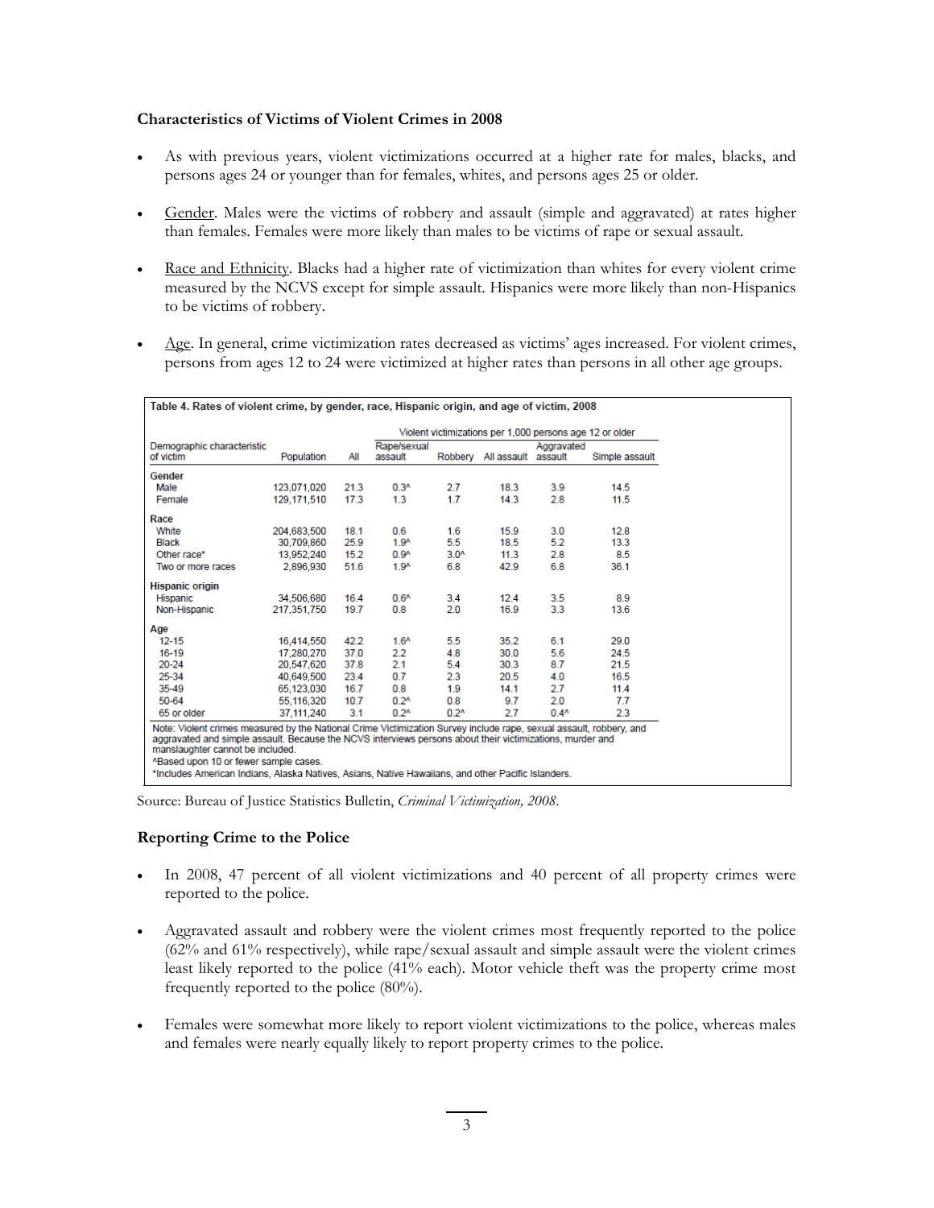**Characteristics of Victims of Violent Crimes in 2008**

- As with previous years, violent victimizations occurred at a higher rate for males, blacks, and persons ages 24 or younger than for females, whites, and persons ages 25 or older.
- Gender. Males were the victims of robbery and assault (simple and aggravated) at rates higher than females. Females were more likely than males to be victims of rape or sexual assault.
- Race and Ethnicity. Blacks had a higher rate of victimization than whites for every violent crime measured by the NCVS except for simple assault. Hispanics were more likely than non-Hispanics to be victims of robbery.
- Age. In general, crime victimization rates decreased as victims' ages increased. For violent crimes, persons from ages 12 to 24 were victimized at higher rates than persons in all other age groups.

**Table 4. Rates of violent crime, by gender, race, Hispanic origin, and age of victim, 2008**

| Demographic characteristic of victim | Population | Violent victimizations per 1,000 persons age 12 or older | | | | | |
|---|---|---|---|---|---|---|---|
| | | All | Rape/sexual assault | Robbery | All assault | Aggravated assault | Simple assault |
| **Gender** | | | | | | | |
| Male | 123,071,020 | 21.3 | 0.3^ | 2.7 | 18.3 | 3.9 | 14.5 |
| Female | 129,171,510 | 17.3 | 1.3 | 1.7 | 14.3 | 2.8 | 11.5 |
| **Race** | | | | | | | |
| White | 204,683,500 | 18.1 | 0.6 | 1.6 | 15.9 | 3.0 | 12.8 |
| Black | 30,709,860 | 25.9 | 1.9^ | 5.5 | 18.5 | 5.2 | 13.3 |
| Other race* | 13,952,240 | 15.2 | 0.9^ | 3.0^ | 11.3 | 2.8 | 8.5 |
| Two or more races | 2,896,930 | 51.6 | 1.9^ | 6.8 | 42.9 | 6.8 | 36.1 |
| **Hispanic origin** | | | | | | | |
| Hispanic | 34,506,680 | 16.4 | 0.6^ | 3.4 | 12.4 | 3.5 | 8.9 |
| Non-Hispanic | 217,351,750 | 19.7 | 0.8 | 2.0 | 16.9 | 3.3 | 13.6 |
| **Age** | | | | | | | |
| 12-15 | 16,414,550 | 42.2 | 1.6^ | 5.5 | 35.2 | 6.1 | 29.0 |
| 16-19 | 17,280,270 | 37.0 | 2.2 | 4.8 | 30.0 | 5.6 | 24.5 |
| 20-24 | 20,547,620 | 37.8 | 2.1 | 5.4 | 30.3 | 8.7 | 21.5 |
| 25-34 | 40,649,500 | 23.4 | 0.7 | 2.3 | 20.5 | 4.0 | 16.5 |
| 35-49 | 65,123,030 | 16.7 | 0.8 | 1.9 | 14.1 | 2.7 | 11.4 |
| 50-64 | 55,116,320 | 10.7 | 0.2^ | 0.8 | 9.7 | 2.0 | 7.7 |
| 65 or older | 37,111,240 | 3.1 | 0.2^ | 0.2^ | 2.7 | 0.4^ | 2.3 |

Note: Violent crimes measured by the National Crime Victimization Survey include rape, sexual assault, robbery, and aggravated and simple assault. Because the NCVS interviews persons about their victimizations, murder and manslaughter cannot be included.
^Based upon 10 or fewer sample cases.
*Includes American Indians, Alaska Natives, Asians, Native Hawaiians, and other Pacific Islanders.

Source: Bureau of Justice Statistics Bulletin, *Criminal Victimization, 2008.*

**Reporting Crime to the Police**

- In 2008, 47 percent of all violent victimizations and 40 percent of all property crimes were reported to the police.
- Aggravated assault and robbery were the violent crimes most frequently reported to the police (62% and 61% respectively), while rape/sexual assault and simple assault were the violent crimes least likely reported to the police (41% each). Motor vehicle theft was the property crime most frequently reported to the police (80%).
- Females were somewhat more likely to report violent victimizations to the police, whereas males and females were nearly equally likely to report property crimes to the police.